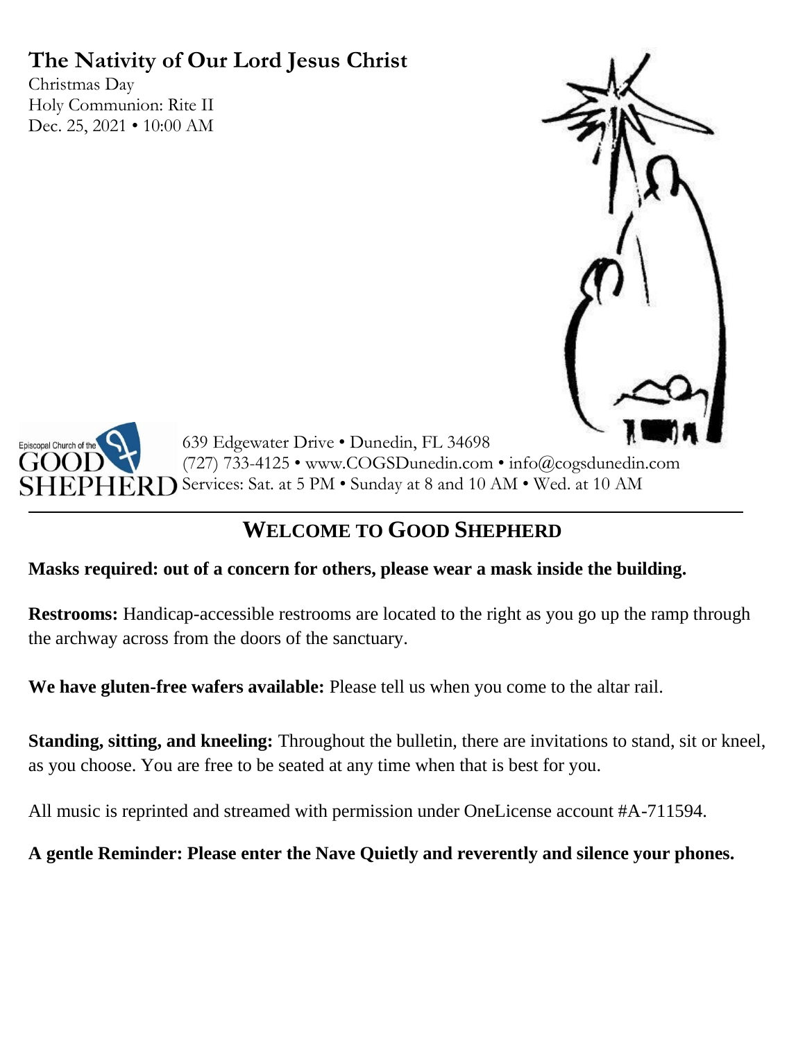# The Nativity of Our Lord Jesus Christ

Christmas Day
Holy Communion: Rite II
Dec. 25, 2021 • 10:00 AM

Episcopal Church of the GOOD SHEPHERD

639 Edgewater Drive • Dunedin, FL 34698
(727) 733-4125 • www.COGSDunedin.com • info@cogsdunedin.com
Services: Sat. at 5 PM • Sunday at 8 and 10 AM • Wed. at 10 AM

## WELCOME TO GOOD SHEPHERD

**Masks required: out of a concern for others, please wear a mask inside the building.**

**Restrooms:** Handicap-accessible restrooms are located to the right as you go up the ramp through the archway across from the doors of the sanctuary.

**We have gluten-free wafers available:** Please tell us when you come to the altar rail.

**Standing, sitting, and kneeling:** Throughout the bulletin, there are invitations to stand, sit or kneel, as you choose. You are free to be seated at any time when that is best for you.

All music is reprinted and streamed with permission under OneLicense account #A-711594.

**A gentle Reminder: Please enter the Nave Quietly and reverently and silence your phones.**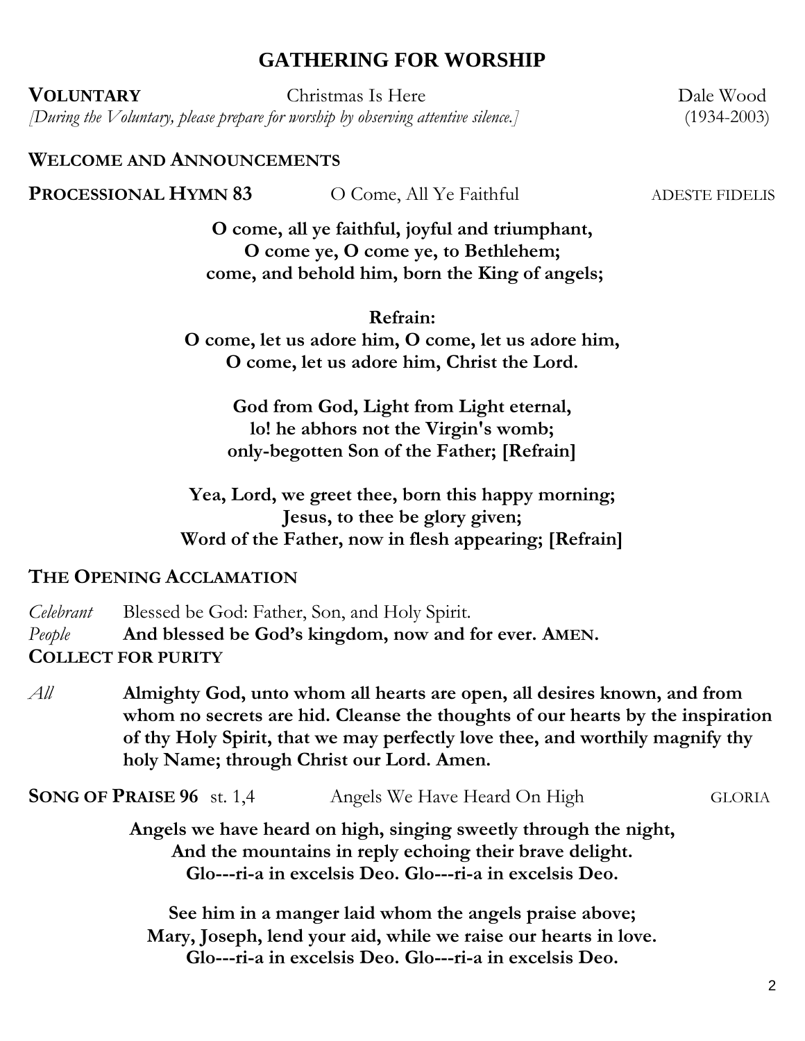# GATHERING FOR WORSHIP

**VOLUNTARY** Christmas Is Here Dale Wood (1934-2003)

*[During the Voluntary, please prepare for worship by observing attentive silence.]*

**WELCOME AND ANNOUNCEMENTS**

**PROCESSIONAL HYMN 83** O Come, All Ye Faithful ADESTE FIDELIS

**O come, all ye faithful, joyful and triumphant,**
**O come ye, O come ye, to Bethlehem;**
**come, and behold him, born the King of angels;**

**Refrain:**
**O come, let us adore him, O come, let us adore him,**
**O come, let us adore him, Christ the Lord.**

**God from God, Light from Light eternal,**
**lo! he abhors not the Virgin's womb;**
**only-begotten Son of the Father; [Refrain]**

**Yea, Lord, we greet thee, born this happy morning;**
**Jesus, to thee be glory given;**
**Word of the Father, now in flesh appearing; [Refrain]**

**THE OPENING ACCLAMATION**

*Celebrant* Blessed be God: Father, Son, and Holy Spirit.
*People* **And blessed be God's kingdom, now and for ever. AMEN.**

**COLLECT FOR PURITY**

*All* **Almighty God, unto whom all hearts are open, all desires known, and from whom no secrets are hid. Cleanse the thoughts of our hearts by the inspiration of thy Holy Spirit, that we may perfectly love thee, and worthily magnify thy holy Name; through Christ our Lord. Amen.**

**SONG OF PRAISE 96** st. 1,4 Angels We Have Heard On High GLORIA

**Angels we have heard on high, singing sweetly through the night,**
**And the mountains in reply echoing their brave delight.**
**Glo---ri-a in excelsis Deo. Glo---ri-a in excelsis Deo.**

**See him in a manger laid whom the angels praise above;**
**Mary, Joseph, lend your aid, while we raise our hearts in love.**
**Glo---ri-a in excelsis Deo. Glo---ri-a in excelsis Deo.**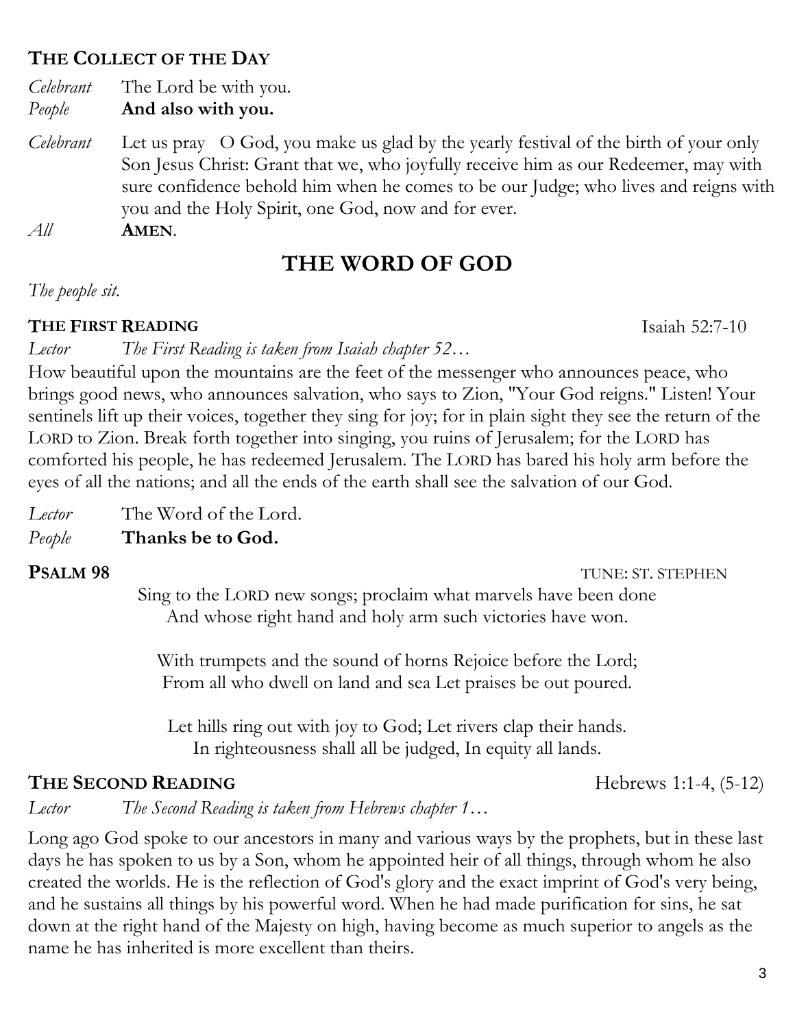### THE COLLECT OF THE DAY

*Celebrant* The Lord be with you.
*People* **And also with you.**

*Celebrant* Let us pray O God, you make us glad by the yearly festival of the birth of your only Son Jesus Christ: Grant that we, who joyfully receive him as our Redeemer, may with sure confidence behold him when he comes to be our Judge; who lives and reigns with you and the Holy Spirit, one God, now and for ever.
*All* **AMEN**.

## THE WORD OF GOD

*The people sit.*

### THE FIRST READING — Isaiah 52:7-10

*Lector* *The First Reading is taken from Isaiah chapter 52…*

How beautiful upon the mountains are the feet of the messenger who announces peace, who brings good news, who announces salvation, who says to Zion, "Your God reigns." Listen! Your sentinels lift up their voices, together they sing for joy; for in plain sight they see the return of the LORD to Zion. Break forth together into singing, you ruins of Jerusalem; for the LORD has comforted his people, he has redeemed Jerusalem. The LORD has bared his holy arm before the eyes of all the nations; and all the ends of the earth shall see the salvation of our God.

*Lector* The Word of the Lord.
*People* **Thanks be to God.**

### PSALM 98 — TUNE: ST. STEPHEN

Sing to the LORD new songs; proclaim what marvels have been done
And whose right hand and holy arm such victories have won.

With trumpets and the sound of horns Rejoice before the Lord;
From all who dwell on land and sea Let praises be out poured.

Let hills ring out with joy to God; Let rivers clap their hands.
In righteousness shall all be judged, In equity all lands.

### THE SECOND READING — Hebrews 1:1-4, (5-12)

*Lector* *The Second Reading is taken from Hebrews chapter 1…*

Long ago God spoke to our ancestors in many and various ways by the prophets, but in these last days he has spoken to us by a Son, whom he appointed heir of all things, through whom he also created the worlds. He is the reflection of God's glory and the exact imprint of God's very being, and he sustains all things by his powerful word. When he had made purification for sins, he sat down at the right hand of the Majesty on high, having become as much superior to angels as the name he has inherited is more excellent than theirs.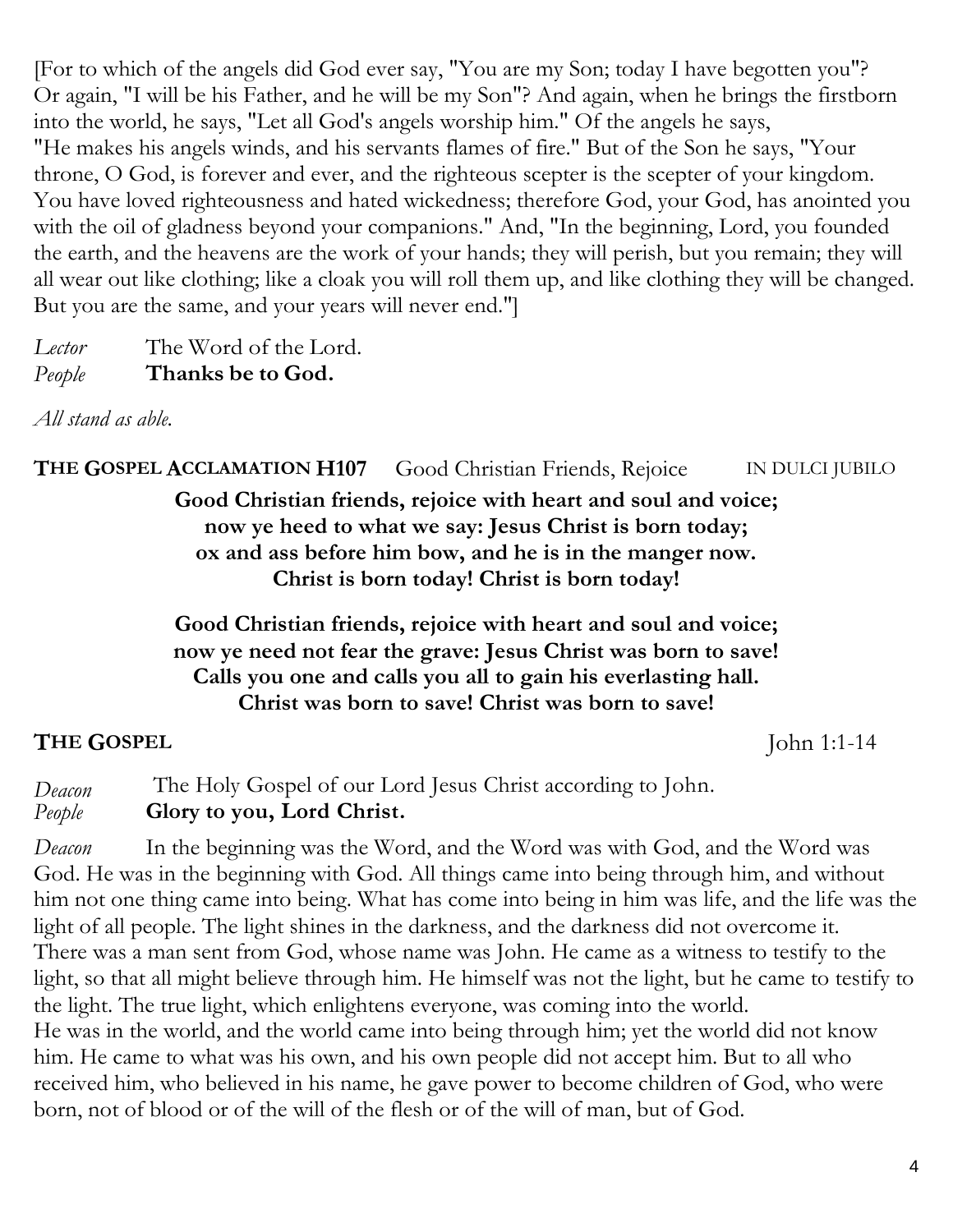[For to which of the angels did God ever say, "You are my Son; today I have begotten you"? Or again, "I will be his Father, and he will be my Son"? And again, when he brings the firstborn into the world, he says, "Let all God's angels worship him." Of the angels he says, "He makes his angels winds, and his servants flames of fire." But of the Son he says, "Your throne, O God, is forever and ever, and the righteous scepter is the scepter of your kingdom. You have loved righteousness and hated wickedness; therefore God, your God, has anointed you with the oil of gladness beyond your companions." And, "In the beginning, Lord, you founded the earth, and the heavens are the work of your hands; they will perish, but you remain; they will all wear out like clothing; like a cloak you will roll them up, and like clothing they will be changed. But you are the same, and your years will never end."]

*Lector* The Word of the Lord.
*People* **Thanks be to God.**

*All stand as able.*

**THE GOSPEL ACCLAMATION H107** Good Christian Friends, Rejoice IN DULCI JUBILO

**Good Christian friends, rejoice with heart and soul and voice;
now ye heed to what we say: Jesus Christ is born today;
ox and ass before him bow, and he is in the manger now.
Christ is born today! Christ is born today!**

**Good Christian friends, rejoice with heart and soul and voice;
now ye need not fear the grave: Jesus Christ was born to save!
Calls you one and calls you all to gain his everlasting hall.
Christ was born to save! Christ was born to save!**

**THE GOSPEL** John 1:1-14

*Deacon* The Holy Gospel of our Lord Jesus Christ according to John.
*People* **Glory to you, Lord Christ.**

*Deacon* In the beginning was the Word, and the Word was with God, and the Word was God. He was in the beginning with God. All things came into being through him, and without him not one thing came into being. What has come into being in him was life, and the life was the light of all people. The light shines in the darkness, and the darkness did not overcome it. There was a man sent from God, whose name was John. He came as a witness to testify to the light, so that all might believe through him. He himself was not the light, but he came to testify to the light. The true light, which enlightens everyone, was coming into the world. He was in the world, and the world came into being through him; yet the world did not know him. He came to what was his own, and his own people did not accept him. But to all who received him, who believed in his name, he gave power to become children of God, who were born, not of blood or of the will of the flesh or of the will of man, but of God.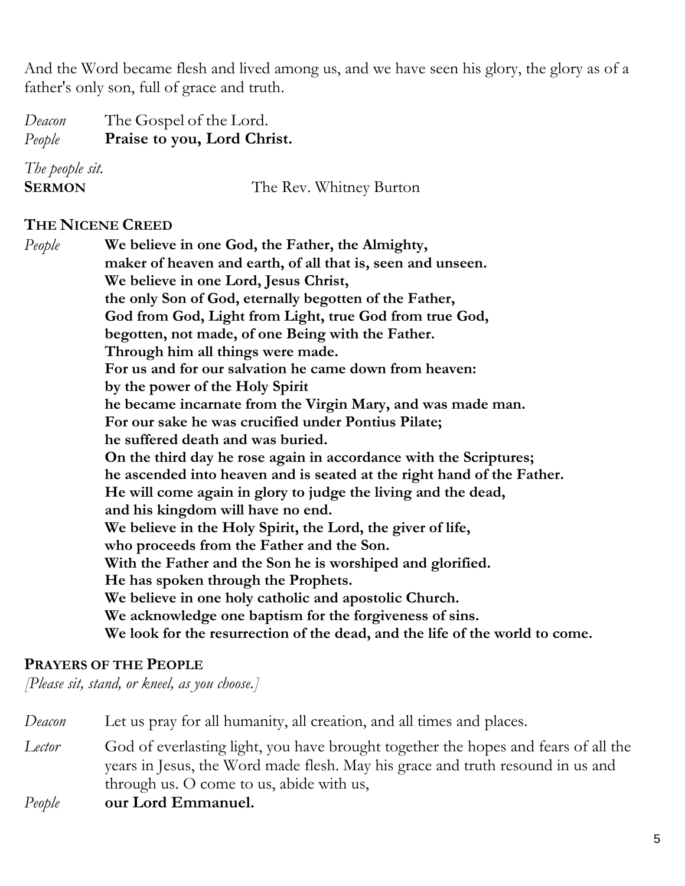And the Word became flesh and lived among us, and we have seen his glory, the glory as of a father's only son, full of grace and truth.

*Deacon* The Gospel of the Lord.
*People* **Praise to you, Lord Christ.**

*The people sit.*

**SERMON** The Rev. Whitney Burton

**THE NICENE CREED**

*People* **We believe in one God, the Father, the Almighty,
maker of heaven and earth, of all that is, seen and unseen.
We believe in one Lord, Jesus Christ,
the only Son of God, eternally begotten of the Father,
God from God, Light from Light, true God from true God,
begotten, not made, of one Being with the Father.
Through him all things were made.
For us and for our salvation he came down from heaven:
by the power of the Holy Spirit
he became incarnate from the Virgin Mary, and was made man.
For our sake he was crucified under Pontius Pilate;
he suffered death and was buried.
On the third day he rose again in accordance with the Scriptures;
he ascended into heaven and is seated at the right hand of the Father.
He will come again in glory to judge the living and the dead,
and his kingdom will have no end.
We believe in the Holy Spirit, the Lord, the giver of life,
who proceeds from the Father and the Son.
With the Father and the Son he is worshiped and glorified.
He has spoken through the Prophets.
We believe in one holy catholic and apostolic Church.
We acknowledge one baptism for the forgiveness of sins.
We look for the resurrection of the dead, and the life of the world to come.**

**PRAYERS OF THE PEOPLE**

*[Please sit, stand, or kneel, as you choose.]*

*Deacon* Let us pray for all humanity, all creation, and all times and places.

*Lector* God of everlasting light, you have brought together the hopes and fears of all the years in Jesus, the Word made flesh. May his grace and truth resound in us and through us. O come to us, abide with us,

*People* **our Lord Emmanuel.**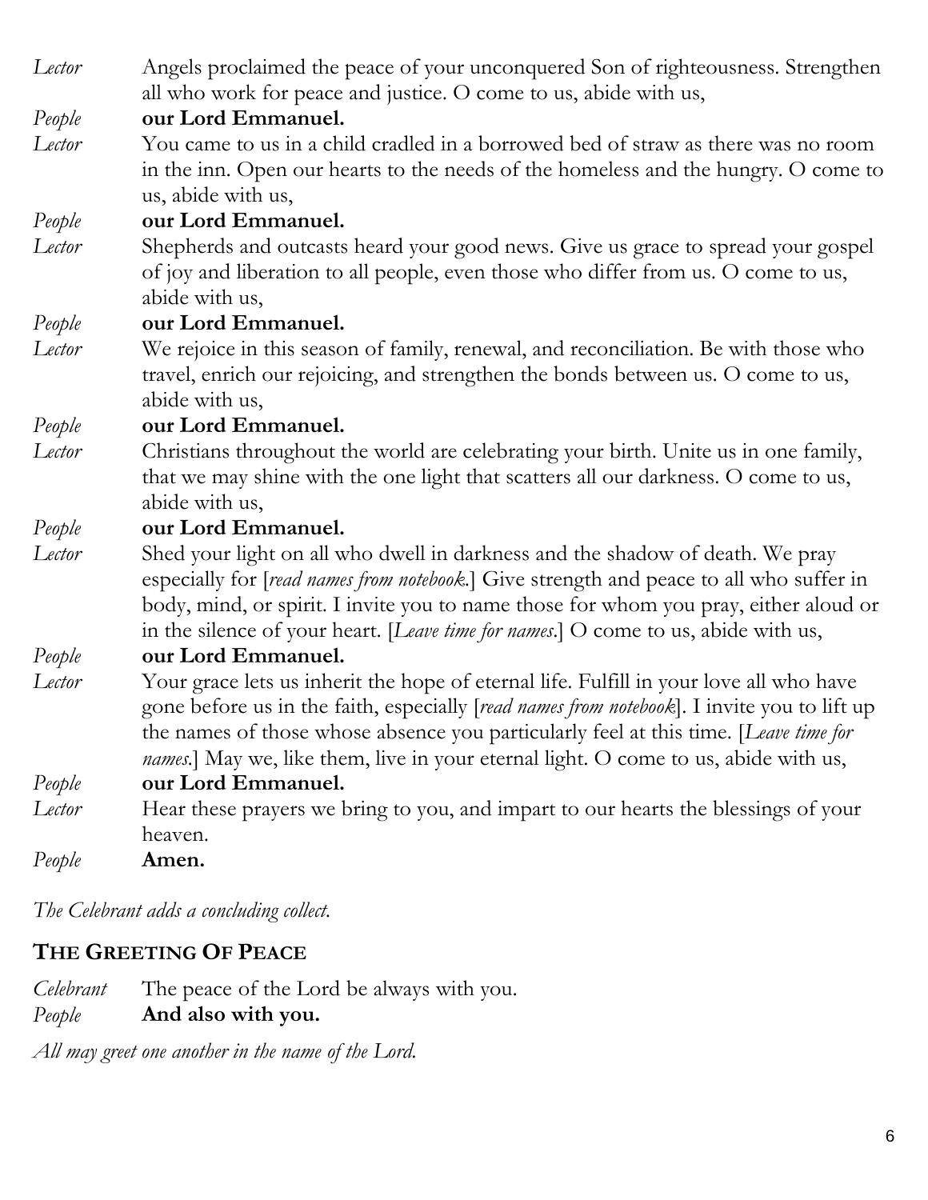*Lector* Angels proclaimed the peace of your unconquered Son of righteousness. Strengthen all who work for peace and justice. O come to us, abide with us,

*People* **our Lord Emmanuel.**

*Lector* You came to us in a child cradled in a borrowed bed of straw as there was no room in the inn. Open our hearts to the needs of the homeless and the hungry. O come to us, abide with us,

*People* **our Lord Emmanuel.**

*Lector* Shepherds and outcasts heard your good news. Give us grace to spread your gospel of joy and liberation to all people, even those who differ from us. O come to us, abide with us,

*People* **our Lord Emmanuel.**

*Lector* We rejoice in this season of family, renewal, and reconciliation. Be with those who travel, enrich our rejoicing, and strengthen the bonds between us. O come to us, abide with us,

*People* **our Lord Emmanuel.**

*Lector* Christians throughout the world are celebrating your birth. Unite us in one family, that we may shine with the one light that scatters all our darkness. O come to us, abide with us,

*People* **our Lord Emmanuel.**

*Lector* Shed your light on all who dwell in darkness and the shadow of death. We pray especially for [*read names from notebook.*] Give strength and peace to all who suffer in body, mind, or spirit. I invite you to name those for whom you pray, either aloud or in the silence of your heart. [*Leave time for names.*] O come to us, abide with us,

*People* **our Lord Emmanuel.**

*Lector* Your grace lets us inherit the hope of eternal life. Fulfill in your love all who have gone before us in the faith, especially [*read names from notebook*]. I invite you to lift up the names of those whose absence you particularly feel at this time. [*Leave time for names.*] May we, like them, live in your eternal light. O come to us, abide with us,

*People* **our Lord Emmanuel.**

*Lector* Hear these prayers we bring to you, and impart to our hearts the blessings of your heaven.

*People* **Amen.**

*The Celebrant adds a concluding collect.*

## THE GREETING OF PEACE

*Celebrant* The peace of the Lord be always with you.

*People* **And also with you.**

*All may greet one another in the name of the Lord.*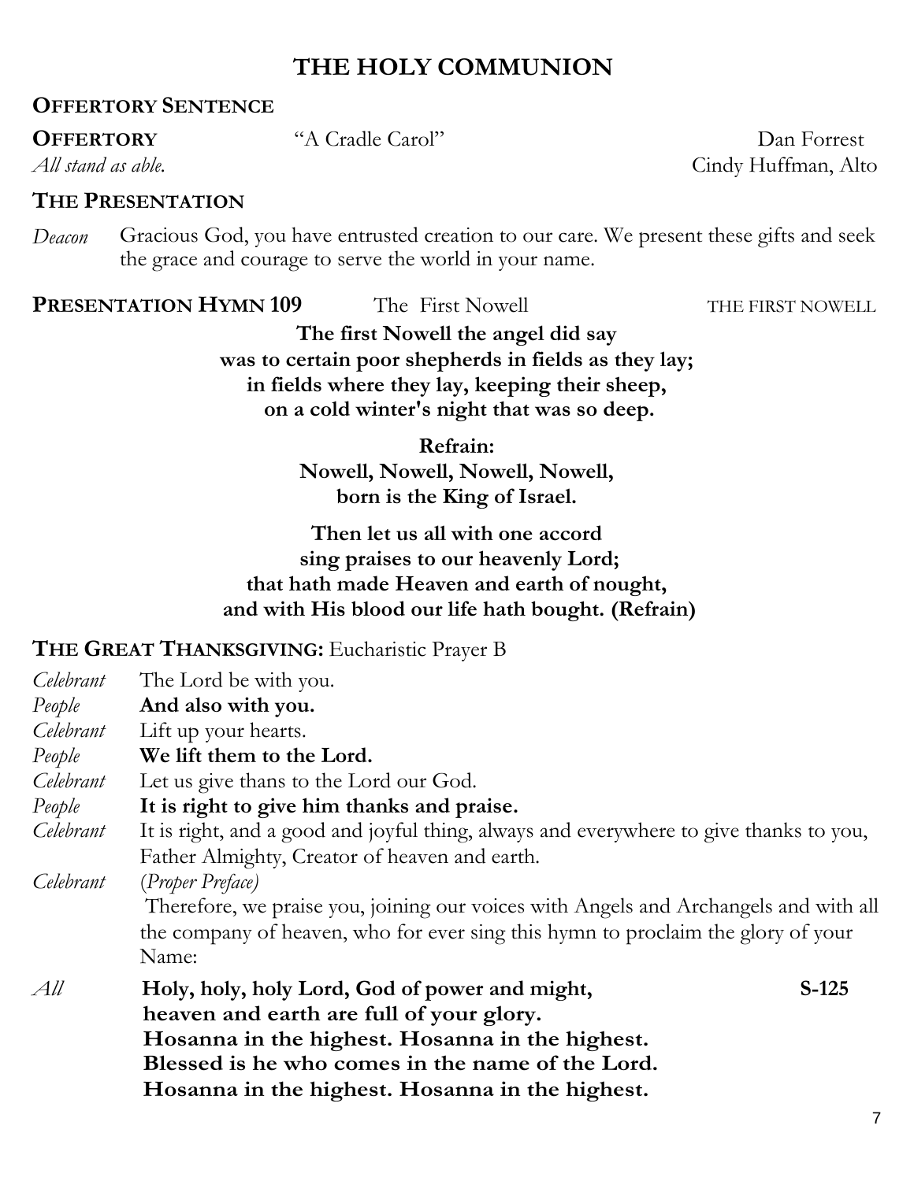# THE HOLY COMMUNION

**OFFERTORY SENTENCE**

**OFFERTORY** "A Cradle Carol" Dan Forrest

*All stand as able.* Cindy Huffman, Alto

**THE PRESENTATION**

*Deacon* Gracious God, you have entrusted creation to our care. We present these gifts and seek the grace and courage to serve the world in your name.

**PRESENTATION HYMN 109** The First Nowell THE FIRST NOWELL

**The first Nowell the angel did say**
**was to certain poor shepherds in fields as they lay;**
**in fields where they lay, keeping their sheep,**
**on a cold winter's night that was so deep.**

**Refrain:**
**Nowell, Nowell, Nowell, Nowell,**
**born is the King of Israel.**

**Then let us all with one accord**
**sing praises to our heavenly Lord;**
**that hath made Heaven and earth of nought,**
**and with His blood our life hath bought. (Refrain)**

**THE GREAT THANKSGIVING:** Eucharistic Prayer B

*Celebrant* The Lord be with you.
*People* **And also with you.**
*Celebrant* Lift up your hearts.
*People* **We lift them to the Lord.**
*Celebrant* Let us give thans to the Lord our God.
*People* **It is right to give him thanks and praise.**
*Celebrant* It is right, and a good and joyful thing, always and everywhere to give thanks to you, Father Almighty, Creator of heaven and earth.
*Celebrant* (*Proper Preface*)
Therefore, we praise you, joining our voices with Angels and Archangels and with all the company of heaven, who for ever sing this hymn to proclaim the glory of your Name:

*All* **Holy, holy, holy Lord, God of power and might,** **S-125**
**heaven and earth are full of your glory.**
**Hosanna in the highest. Hosanna in the highest.**
**Blessed is he who comes in the name of the Lord.**
**Hosanna in the highest. Hosanna in the highest.**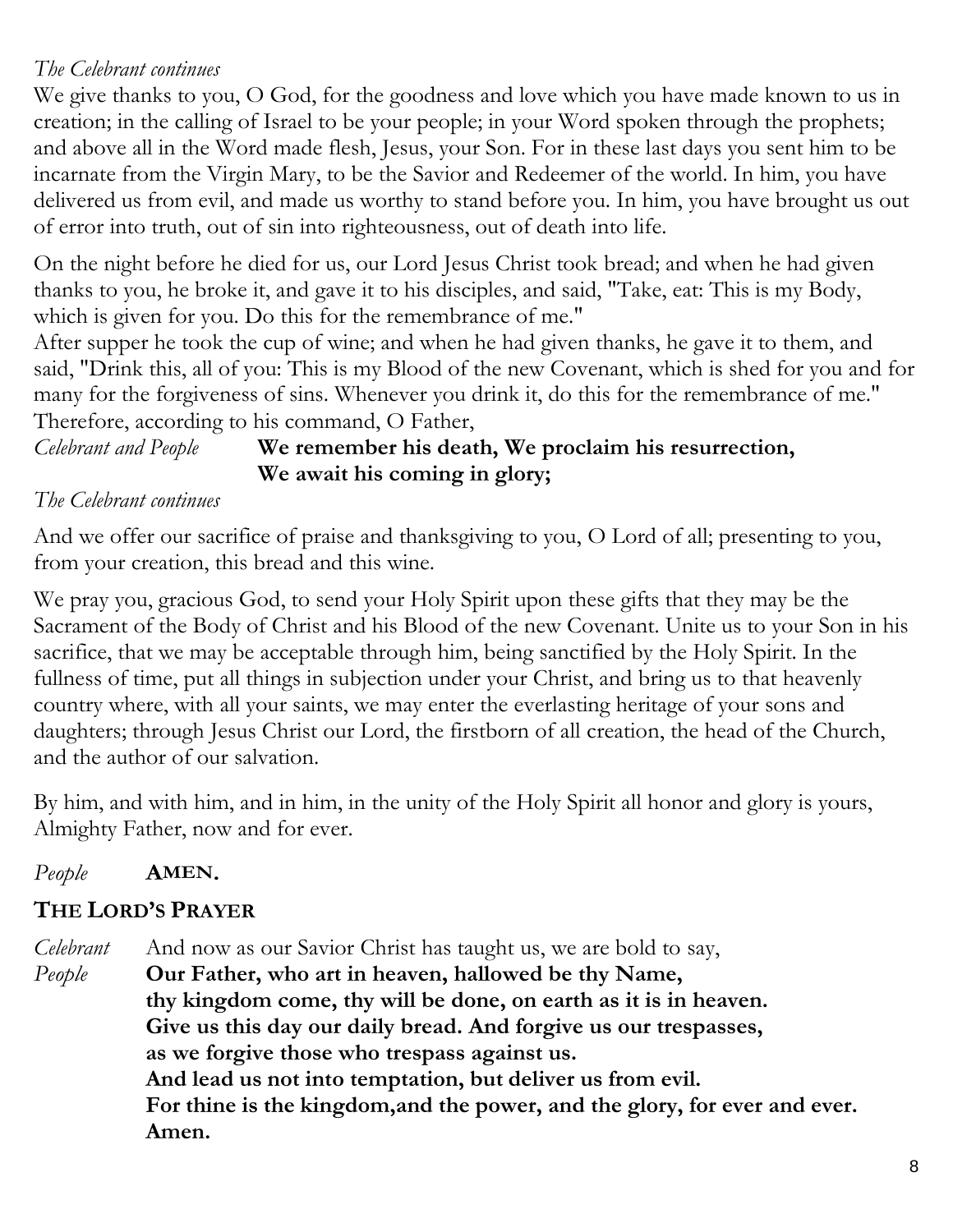*The Celebrant continues*

We give thanks to you, O God, for the goodness and love which you have made known to us in creation; in the calling of Israel to be your people; in your Word spoken through the prophets; and above all in the Word made flesh, Jesus, your Son. For in these last days you sent him to be incarnate from the Virgin Mary, to be the Savior and Redeemer of the world. In him, you have delivered us from evil, and made us worthy to stand before you. In him, you have brought us out of error into truth, out of sin into righteousness, out of death into life.

On the night before he died for us, our Lord Jesus Christ took bread; and when he had given thanks to you, he broke it, and gave it to his disciples, and said, "Take, eat: This is my Body, which is given for you. Do this for the remembrance of me."
After supper he took the cup of wine; and when he had given thanks, he gave it to them, and said, "Drink this, all of you: This is my Blood of the new Covenant, which is shed for you and for many for the forgiveness of sins. Whenever you drink it, do this for the remembrance of me."
Therefore, according to his command, O Father,

*Celebrant and People* **We remember his death, We proclaim his resurrection,
We await his coming in glory;**

*The Celebrant continues*

And we offer our sacrifice of praise and thanksgiving to you, O Lord of all; presenting to you, from your creation, this bread and this wine.

We pray you, gracious God, to send your Holy Spirit upon these gifts that they may be the Sacrament of the Body of Christ and his Blood of the new Covenant. Unite us to your Son in his sacrifice, that we may be acceptable through him, being sanctified by the Holy Spirit. In the fullness of time, put all things in subjection under your Christ, and bring us to that heavenly country where, with all your saints, we may enter the everlasting heritage of your sons and daughters; through Jesus Christ our Lord, the firstborn of all creation, the head of the Church, and the author of our salvation.

By him, and with him, and in him, in the unity of the Holy Spirit all honor and glory is yours, Almighty Father, now and for ever.

*People* **AMEN.**

## THE LORD'S PRAYER

*Celebrant* And now as our Savior Christ has taught us, we are bold to say,

*People* **Our Father, who art in heaven, hallowed be thy Name,
thy kingdom come, thy will be done, on earth as it is in heaven.
Give us this day our daily bread. And forgive us our trespasses,
as we forgive those who trespass against us.
And lead us not into temptation, but deliver us from evil.
For thine is the kingdom,and the power, and the glory, for ever and ever.
Amen.**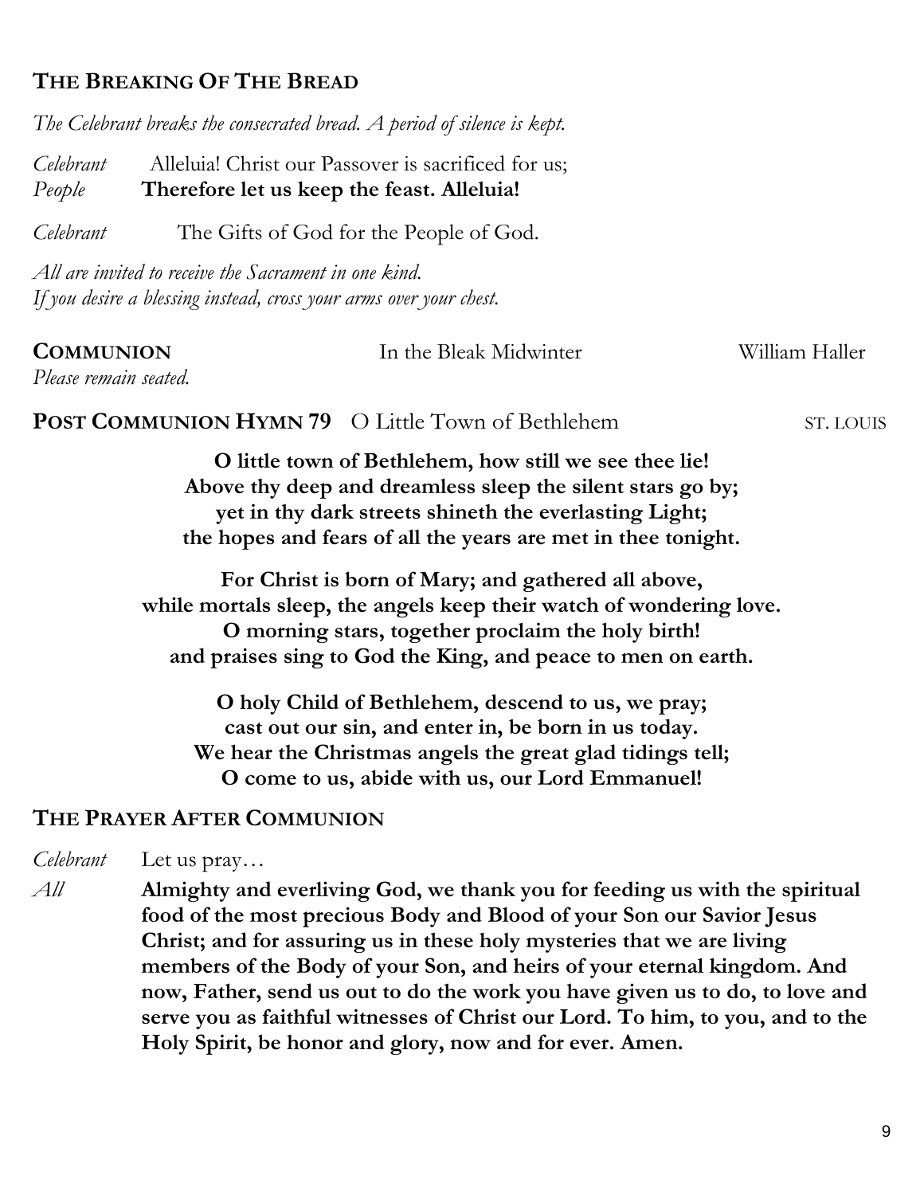## THE BREAKING OF THE BREAD

*The Celebrant breaks the consecrated bread. A period of silence is kept.*

*Celebrant* Alleluia! Christ our Passover is sacrificed for us;
*People* **Therefore let us keep the feast. Alleluia!**

*Celebrant* The Gifts of God for the People of God.

*All are invited to receive the Sacrament in one kind.*
*If you desire a blessing instead, cross your arms over your chest.*

**COMMUNION** In the Bleak Midwinter William Haller
*Please remain seated.*

**POST COMMUNION HYMN 79** O Little Town of Bethlehem ST. LOUIS

**O little town of Bethlehem, how still we see thee lie!**
**Above thy deep and dreamless sleep the silent stars go by;**
**yet in thy dark streets shineth the everlasting Light;**
**the hopes and fears of all the years are met in thee tonight.**

**For Christ is born of Mary; and gathered all above,**
**while mortals sleep, the angels keep their watch of wondering love.**
**O morning stars, together proclaim the holy birth!**
**and praises sing to God the King, and peace to men on earth.**

**O holy Child of Bethlehem, descend to us, we pray;**
**cast out our sin, and enter in, be born in us today.**
**We hear the Christmas angels the great glad tidings tell;**
**O come to us, abide with us, our Lord Emmanuel!**

## THE PRAYER AFTER COMMUNION

*Celebrant* Let us pray…

*All* **Almighty and everliving God, we thank you for feeding us with the spiritual food of the most precious Body and Blood of your Son our Savior Jesus Christ; and for assuring us in these holy mysteries that we are living members of the Body of your Son, and heirs of your eternal kingdom. And now, Father, send us out to do the work you have given us to do, to love and serve you as faithful witnesses of Christ our Lord. To him, to you, and to the Holy Spirit, be honor and glory, now and for ever. Amen.**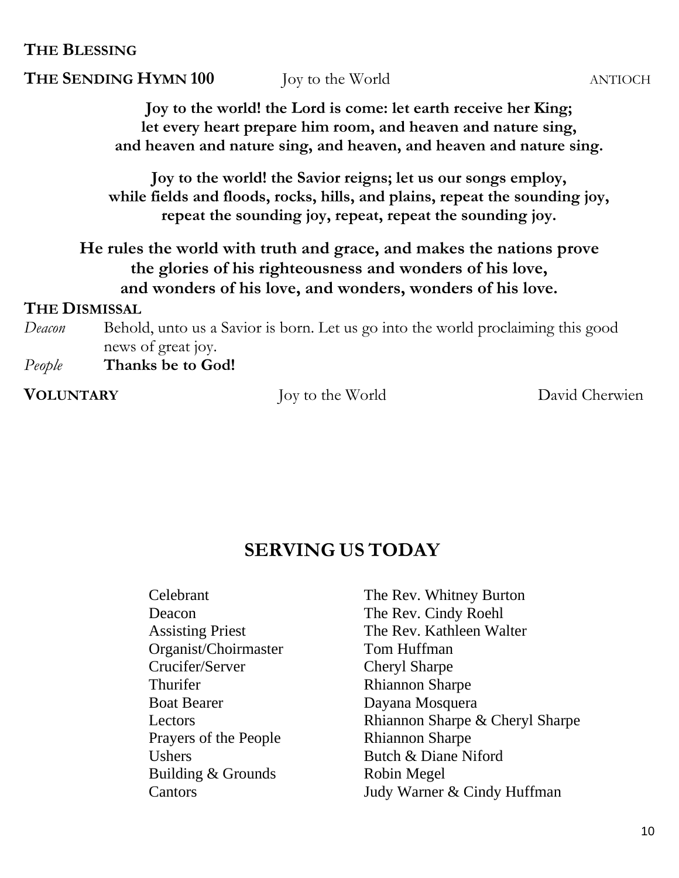**THE BLESSING**

**THE SENDING HYMN 100** Joy to the World ANTIOCH

**Joy to the world! the Lord is come: let earth receive her King;**
**let every heart prepare him room, and heaven and nature sing,**
**and heaven and nature sing, and heaven, and heaven and nature sing.**

**Joy to the world! the Savior reigns; let us our songs employ,**
**while fields and floods, rocks, hills, and plains, repeat the sounding joy,**
**repeat the sounding joy, repeat, repeat the sounding joy.**

**He rules the world with truth and grace, and makes the nations prove**
**the glories of his righteousness and wonders of his love,**
**and wonders of his love, and wonders, wonders of his love.**

**THE DISMISSAL**

*Deacon* Behold, unto us a Savior is born. Let us go into the world proclaiming this good news of great joy.

*People* **Thanks be to God!**

**VOLUNTARY** Joy to the World David Cherwien

## SERVING US TODAY

| | |
|---|---|
| Celebrant | The Rev. Whitney Burton |
| Deacon | The Rev. Cindy Roehl |
| Assisting Priest | The Rev. Kathleen Walter |
| Organist/Choirmaster | Tom Huffman |
| Crucifer/Server | Cheryl Sharpe |
| Thurifer | Rhiannon Sharpe |
| Boat Bearer | Dayana Mosquera |
| Lectors | Rhiannon Sharpe & Cheryl Sharpe |
| Prayers of the People | Rhiannon Sharpe |
| Ushers | Butch & Diane Niford |
| Building & Grounds | Robin Megel |
| Cantors | Judy Warner & Cindy Huffman |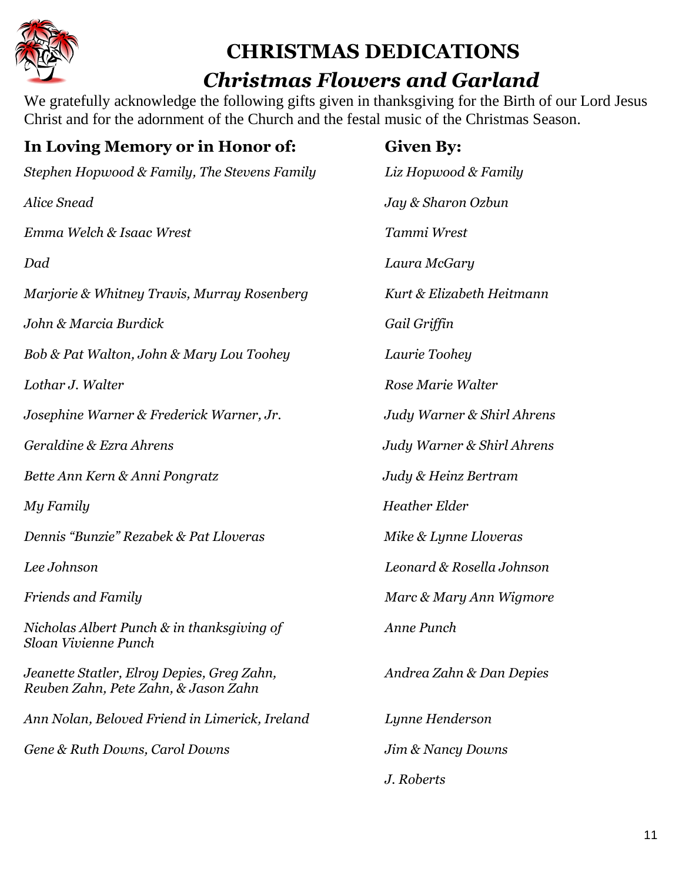# CHRISTMAS DEDICATIONS

## *Christmas Flowers and Garland*

We gratefully acknowledge the following gifts given in thanksgiving for the Birth of our Lord Jesus Christ and for the adornment of the Church and the festal music of the Christmas Season.

| **In Loving Memory or in Honor of:** | **Given By:** |
|---|---|
| *Stephen Hopwood & Family, The Stevens Family* | *Liz Hopwood & Family* |
| *Alice Snead* | *Jay & Sharon Ozbun* |
| *Emma Welch & Isaac Wrest* | *Tammi Wrest* |
| *Dad* | *Laura McGary* |
| *Marjorie & Whitney Travis, Murray Rosenberg* | *Kurt & Elizabeth Heitmann* |
| *John & Marcia Burdick* | *Gail Griffin* |
| *Bob & Pat Walton, John & Mary Lou Toohey* | *Laurie Toohey* |
| *Lothar J. Walter* | *Rose Marie Walter* |
| *Josephine Warner & Frederick Warner, Jr.* | *Judy Warner & Shirl Ahrens* |
| *Geraldine & Ezra Ahrens* | *Judy Warner & Shirl Ahrens* |
| *Bette Ann Kern & Anni Pongratz* | *Judy & Heinz Bertram* |
| *My Family* | *Heather Elder* |
| *Dennis "Bunzie" Rezabek & Pat Lloveras* | *Mike & Lynne Lloveras* |
| *Lee Johnson* | *Leonard & Rosella Johnson* |
| *Friends and Family* | *Marc & Mary Ann Wigmore* |
| *Nicholas Albert Punch & in thanksgiving of Sloan Vivienne Punch* | *Anne Punch* |
| *Jeanette Statler, Elroy Depies, Greg Zahn, Reuben Zahn, Pete Zahn, & Jason Zahn* | *Andrea Zahn & Dan Depies* |
| *Ann Nolan, Beloved Friend in Limerick, Ireland* | *Lynne Henderson* |
| *Gene & Ruth Downs, Carol Downs* | *Jim & Nancy Downs* |
| | *J. Roberts* |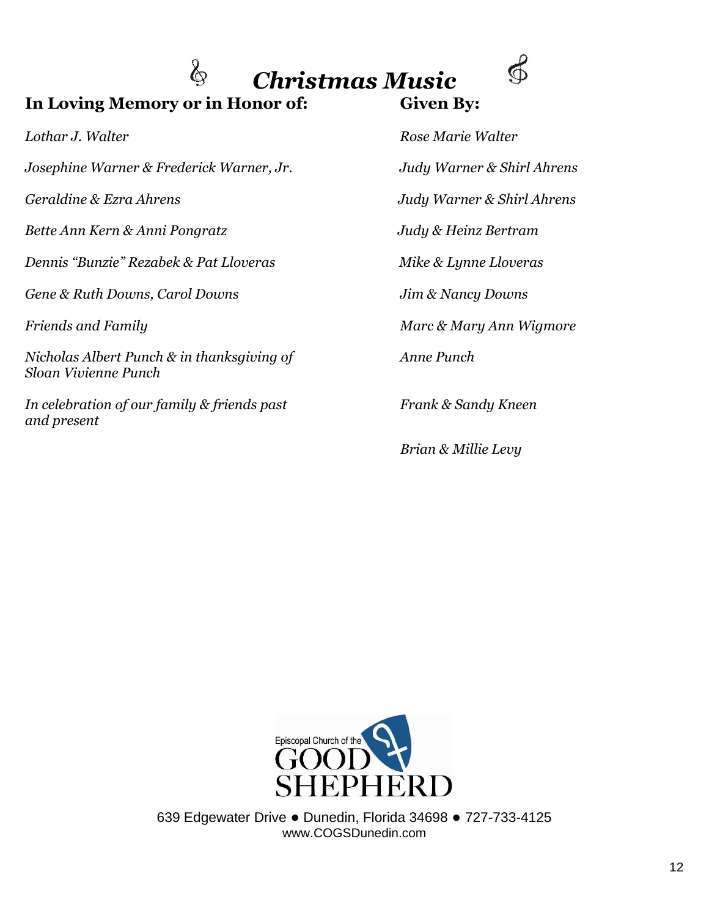# *Christmas Music*

| In Loving Memory or in Honor of: | Given By: |
| --- | --- |
| *Lothar J. Walter* | *Rose Marie Walter* |
| *Josephine Warner & Frederick Warner, Jr.* | *Judy Warner & Shirl Ahrens* |
| *Geraldine & Ezra Ahrens* | *Judy Warner & Shirl Ahrens* |
| *Bette Ann Kern & Anni Pongratz* | *Judy & Heinz Bertram* |
| *Dennis "Bunzie" Rezabek & Pat Lloveras* | *Mike & Lynne Lloveras* |
| *Gene & Ruth Downs, Carol Downs* | *Jim & Nancy Downs* |
| *Friends and Family* | *Marc & Mary Ann Wigmore* |
| *Nicholas Albert Punch & in thanksgiving of Sloan Vivienne Punch* | *Anne Punch* |
| *In celebration of our family & friends past and present* | *Frank & Sandy Kneen* |
| | *Brian & Millie Levy* |

Episcopal Church of the GOOD SHEPHERD

639 Edgewater Drive ● Dunedin, Florida 34698 ● 727-733-4125
www.COGSDunedin.com